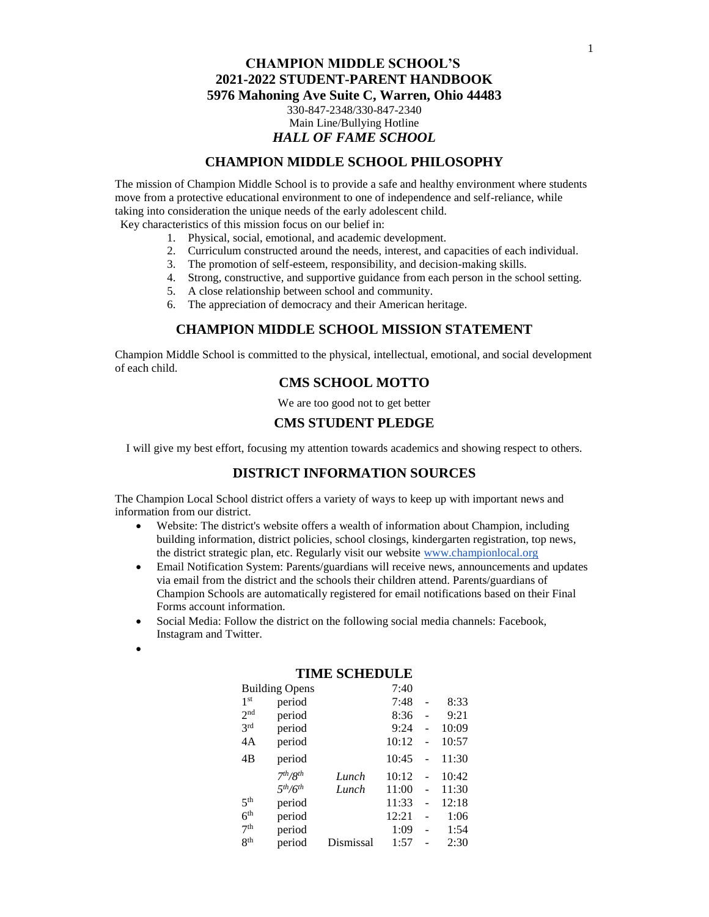# CHAMPION MIDDLE SCHOOL'S
# 2021-2022 STUDENT-PARENT HANDBOOK
# 5976 Mahoning Ave Suite C, Warren, Ohio 44483

330-847-2348/330-847-2340
Main Line/Bullying Hotline

***HALL OF FAME SCHOOL***

## CHAMPION MIDDLE SCHOOL PHILOSOPHY

The mission of Champion Middle School is to provide a safe and healthy environment where students move from a protective educational environment to one of independence and self-reliance, while taking into consideration the unique needs of the early adolescent child.

Key characteristics of this mission focus on our belief in:

1. Physical, social, emotional, and academic development.
2. Curriculum constructed around the needs, interest, and capacities of each individual.
3. The promotion of self-esteem, responsibility, and decision-making skills.
4. Strong, constructive, and supportive guidance from each person in the school setting.
5. A close relationship between school and community.
6. The appreciation of democracy and their American heritage.

## CHAMPION MIDDLE SCHOOL MISSION STATEMENT

Champion Middle School is committed to the physical, intellectual, emotional, and social development of each child.

## CMS SCHOOL MOTTO

We are too good not to get better

## CMS STUDENT PLEDGE

I will give my best effort, focusing my attention towards academics and showing respect to others.

## DISTRICT INFORMATION SOURCES

The Champion Local School district offers a variety of ways to keep up with important news and information from our district.

- Website: The district's website offers a wealth of information about Champion, including building information, district policies, school closings, kindergarten registration, top news, the district strategic plan, etc. Regularly visit our website www.championlocal.org
- Email Notification System: Parents/guardians will receive news, announcements and updates via email from the district and the schools their children attend. Parents/guardians of Champion Schools are automatically registered for email notifications based on their Final Forms account information.
- Social Media: Follow the district on the following social media channels: Facebook, Instagram and Twitter.

## TIME SCHEDULE

| | | | | | |
|---|---|---|---|---|---|
| Building Opens | | | 7:40 | | |
| 1st | period | | 7:48 | - | 8:33 |
| 2nd | period | | 8:36 | - | 9:21 |
| 3rd | period | | 9:24 | - | 10:09 |
| 4A | period | | 10:12 | - | 10:57 |
| 4B | period | | 10:45 | - | 11:30 |
| | *7th/8th* | *Lunch* | 10:12 | - | 10:42 |
| | *5th/6th* | *Lunch* | 11:00 | - | 11:30 |
| 5th | period | | 11:33 | - | 12:18 |
| 6th | period | | 12:21 | - | 1:06 |
| 7th | period | | 1:09 | - | 1:54 |
| 8th | period | Dismissal | 1:57 | - | 2:30 |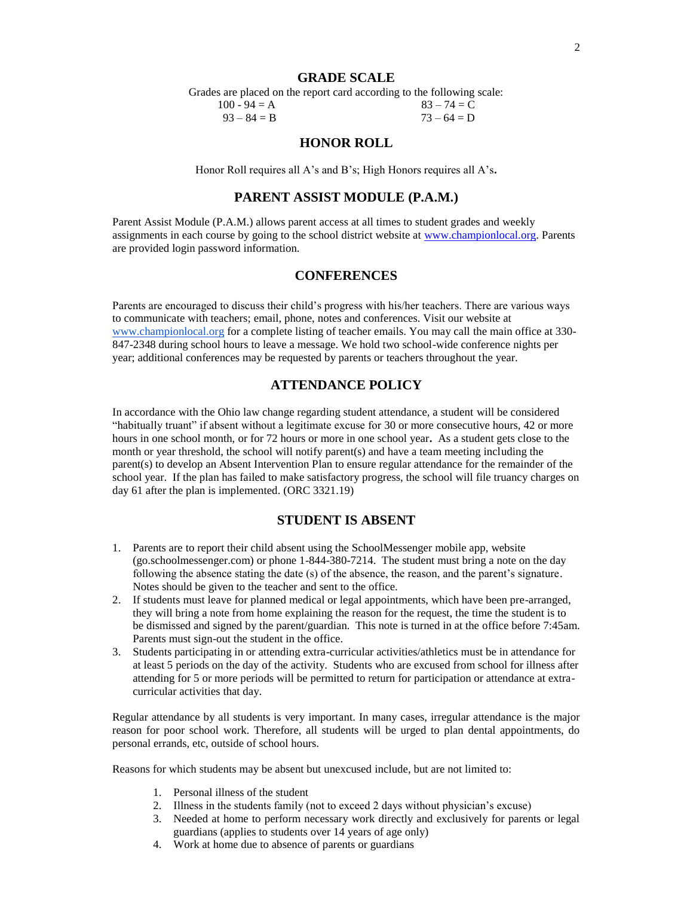## GRADE SCALE

Grades are placed on the report card according to the following scale:

| | |
|---|---|
| 100 - 94 = A | 83 – 74 = C |
| 93 – 84 = B | 73 – 64 = D |

## HONOR ROLL

Honor Roll requires all A's and B's; High Honors requires all A's**.**

## PARENT ASSIST MODULE (P.A.M.)

Parent Assist Module (P.A.M.) allows parent access at all times to student grades and weekly assignments in each course by going to the school district website at [www.championlocal.org](www.championlocal.org). Parents are provided login password information.

## CONFERENCES

Parents are encouraged to discuss their child's progress with his/her teachers. There are various ways to communicate with teachers; email, phone, notes and conferences. Visit our website at [www.championlocal.org](www.championlocal.org) for a complete listing of teacher emails. You may call the main office at 330-847-2348 during school hours to leave a message. We hold two school-wide conference nights per year; additional conferences may be requested by parents or teachers throughout the year.

## ATTENDANCE POLICY

In accordance with the Ohio law change regarding student attendance, a student will be considered "habitually truant" if absent without a legitimate excuse for 30 or more consecutive hours, 42 or more hours in one school month, or for 72 hours or more in one school year**.** As a student gets close to the month or year threshold, the school will notify parent(s) and have a team meeting including the parent(s) to develop an Absent Intervention Plan to ensure regular attendance for the remainder of the school year. If the plan has failed to make satisfactory progress, the school will file truancy charges on day 61 after the plan is implemented. (ORC 3321.19)

## STUDENT IS ABSENT

1. Parents are to report their child absent using the SchoolMessenger mobile app, website (go.schoolmessenger.com) or phone 1-844-380-7214. The student must bring a note on the day following the absence stating the date (s) of the absence, the reason, and the parent's signature. Notes should be given to the teacher and sent to the office.
2. If students must leave for planned medical or legal appointments, which have been pre-arranged, they will bring a note from home explaining the reason for the request, the time the student is to be dismissed and signed by the parent/guardian. This note is turned in at the office before 7:45am. Parents must sign-out the student in the office.
3. Students participating in or attending extra-curricular activities/athletics must be in attendance for at least 5 periods on the day of the activity. Students who are excused from school for illness after attending for 5 or more periods will be permitted to return for participation or attendance at extra-curricular activities that day.

Regular attendance by all students is very important. In many cases, irregular attendance is the major reason for poor school work. Therefore, all students will be urged to plan dental appointments, do personal errands, etc, outside of school hours.

Reasons for which students may be absent but unexcused include, but are not limited to:

1. Personal illness of the student
2. Illness in the students family (not to exceed 2 days without physician's excuse)
3. Needed at home to perform necessary work directly and exclusively for parents or legal guardians (applies to students over 14 years of age only)
4. Work at home due to absence of parents or guardians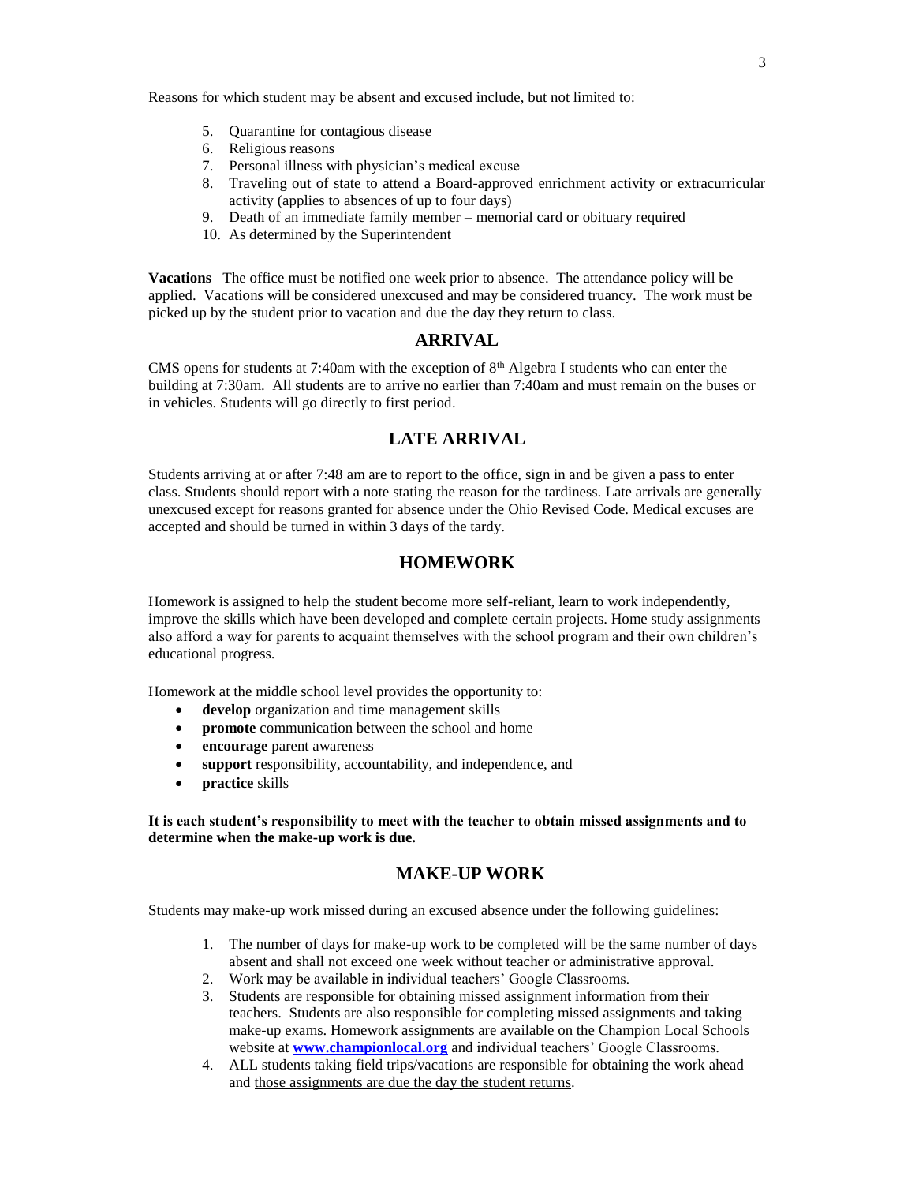Reasons for which student may be absent and excused include, but not limited to:

5. Quarantine for contagious disease
6. Religious reasons
7. Personal illness with physician's medical excuse
8. Traveling out of state to attend a Board-approved enrichment activity or extracurricular activity (applies to absences of up to four days)
9. Death of an immediate family member – memorial card or obituary required
10. As determined by the Superintendent

**Vacations** –The office must be notified one week prior to absence. The attendance policy will be applied. Vacations will be considered unexcused and may be considered truancy. The work must be picked up by the student prior to vacation and due the day they return to class.

## ARRIVAL

CMS opens for students at 7:40am with the exception of 8th Algebra I students who can enter the building at 7:30am. All students are to arrive no earlier than 7:40am and must remain on the buses or in vehicles. Students will go directly to first period.

## LATE ARRIVAL

Students arriving at or after 7:48 am are to report to the office, sign in and be given a pass to enter class. Students should report with a note stating the reason for the tardiness. Late arrivals are generally unexcused except for reasons granted for absence under the Ohio Revised Code. Medical excuses are accepted and should be turned in within 3 days of the tardy.

## HOMEWORK

Homework is assigned to help the student become more self-reliant, learn to work independently, improve the skills which have been developed and complete certain projects. Home study assignments also afford a way for parents to acquaint themselves with the school program and their own children's educational progress.

Homework at the middle school level provides the opportunity to:

- **develop** organization and time management skills
- **promote** communication between the school and home
- **encourage** parent awareness
- **support** responsibility, accountability, and independence, and
- **practice** skills

**It is each student's responsibility to meet with the teacher to obtain missed assignments and to determine when the make-up work is due.**

## MAKE-UP WORK

Students may make-up work missed during an excused absence under the following guidelines:

1. The number of days for make-up work to be completed will be the same number of days absent and shall not exceed one week without teacher or administrative approval.
2. Work may be available in individual teachers' Google Classrooms.
3. Students are responsible for obtaining missed assignment information from their teachers. Students are also responsible for completing missed assignments and taking make-up exams. Homework assignments are available on the Champion Local Schools website at **www.championlocal.org** and individual teachers' Google Classrooms.
4. ALL students taking field trips/vacations are responsible for obtaining the work ahead and those assignments are due the day the student returns.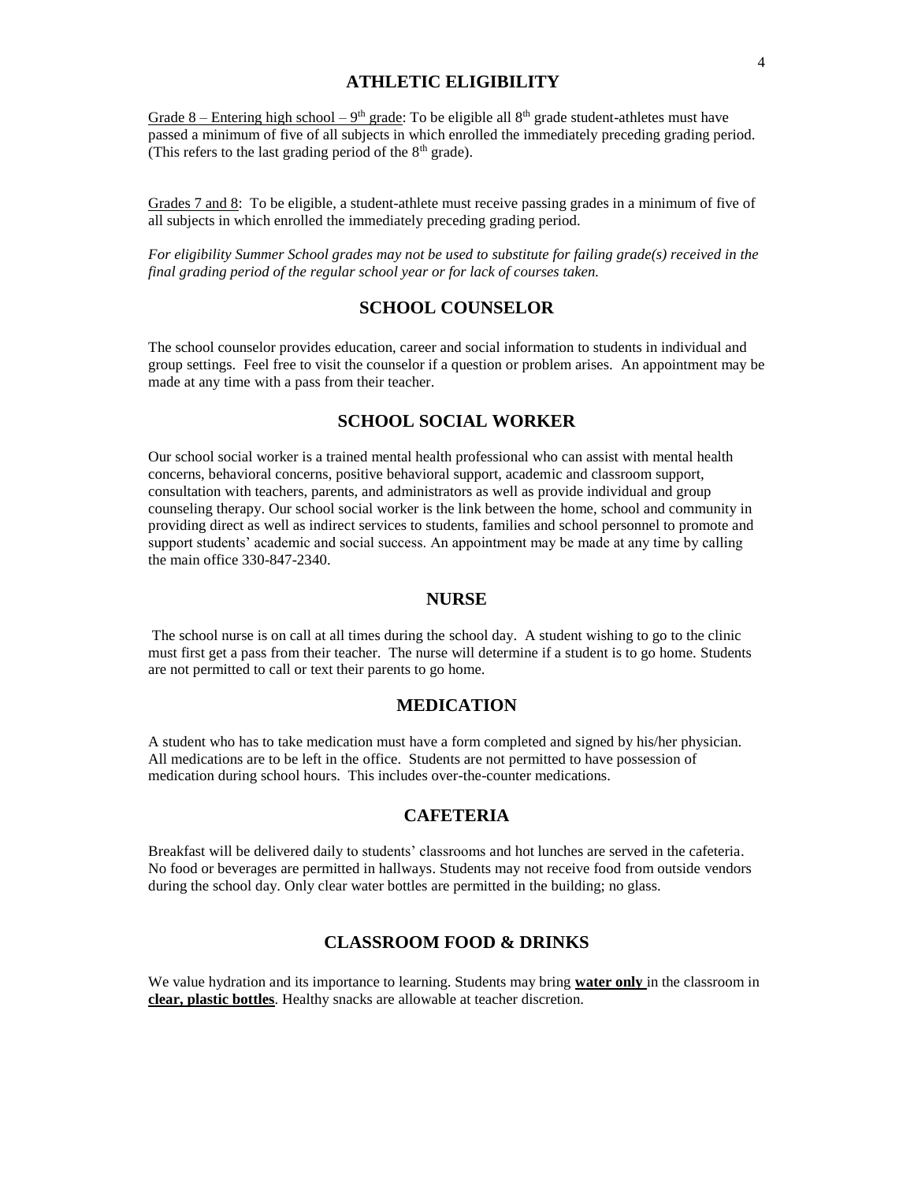## ATHLETIC ELIGIBILITY

Grade 8 – Entering high school – 9th grade: To be eligible all 8th grade student-athletes must have passed a minimum of five of all subjects in which enrolled the immediately preceding grading period. (This refers to the last grading period of the 8th grade).

Grades 7 and 8: To be eligible, a student-athlete must receive passing grades in a minimum of five of all subjects in which enrolled the immediately preceding grading period.

*For eligibility Summer School grades may not be used to substitute for failing grade(s) received in the final grading period of the regular school year or for lack of courses taken.*

## SCHOOL COUNSELOR

The school counselor provides education, career and social information to students in individual and group settings. Feel free to visit the counselor if a question or problem arises. An appointment may be made at any time with a pass from their teacher.

## SCHOOL SOCIAL WORKER

Our school social worker is a trained mental health professional who can assist with mental health concerns, behavioral concerns, positive behavioral support, academic and classroom support, consultation with teachers, parents, and administrators as well as provide individual and group counseling therapy. Our school social worker is the link between the home, school and community in providing direct as well as indirect services to students, families and school personnel to promote and support students' academic and social success. An appointment may be made at any time by calling the main office 330-847-2340.

## NURSE

The school nurse is on call at all times during the school day. A student wishing to go to the clinic must first get a pass from their teacher. The nurse will determine if a student is to go home. Students are not permitted to call or text their parents to go home.

## MEDICATION

A student who has to take medication must have a form completed and signed by his/her physician. All medications are to be left in the office. Students are not permitted to have possession of medication during school hours. This includes over-the-counter medications.

## CAFETERIA

Breakfast will be delivered daily to students' classrooms and hot lunches are served in the cafeteria. No food or beverages are permitted in hallways. Students may not receive food from outside vendors during the school day. Only clear water bottles are permitted in the building; no glass.

## CLASSROOM FOOD & DRINKS

We value hydration and its importance to learning. Students may bring **water only** in the classroom in **clear, plastic bottles**. Healthy snacks are allowable at teacher discretion.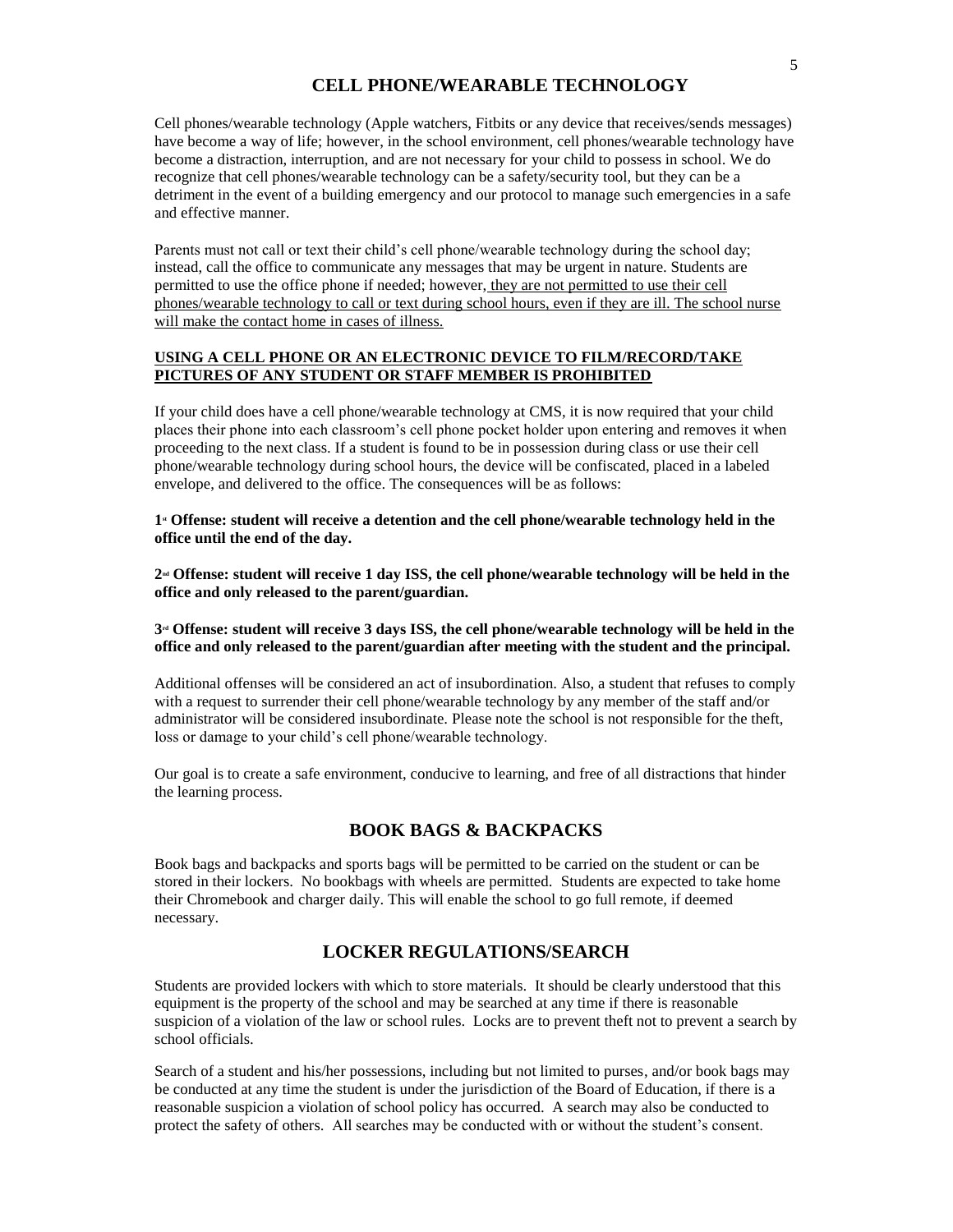## CELL PHONE/WEARABLE TECHNOLOGY

Cell phones/wearable technology (Apple watchers, Fitbits or any device that receives/sends messages) have become a way of life; however, in the school environment, cell phones/wearable technology have become a distraction, interruption, and are not necessary for your child to possess in school. We do recognize that cell phones/wearable technology can be a safety/security tool, but they can be a detriment in the event of a building emergency and our protocol to manage such emergencies in a safe and effective manner.

Parents must not call or text their child's cell phone/wearable technology during the school day; instead, call the office to communicate any messages that may be urgent in nature. Students are permitted to use the office phone if needed; however, <u>they are not permitted to use their cell phones/wearable technology to call or text during school hours, even if they are ill. The school nurse will make the contact home in cases of illness.</u>

<u>**USING A CELL PHONE OR AN ELECTRONIC DEVICE TO FILM/RECORD/TAKE PICTURES OF ANY STUDENT OR STAFF MEMBER IS PROHIBITED**</u>

If your child does have a cell phone/wearable technology at CMS, it is now required that your child places their phone into each classroom's cell phone pocket holder upon entering and removes it when proceeding to the next class. If a student is found to be in possession during class or use their cell phone/wearable technology during school hours, the device will be confiscated, placed in a labeled envelope, and delivered to the office. The consequences will be as follows:

**1st Offense: student will receive a detention and the cell phone/wearable technology held in the office until the end of the day.**

**2nd Offense: student will receive 1 day ISS, the cell phone/wearable technology will be held in the office and only released to the parent/guardian.**

**3rd Offense: student will receive 3 days ISS, the cell phone/wearable technology will be held in the office and only released to the parent/guardian after meeting with the student and the principal.**

Additional offenses will be considered an act of insubordination. Also, a student that refuses to comply with a request to surrender their cell phone/wearable technology by any member of the staff and/or administrator will be considered insubordinate. Please note the school is not responsible for the theft, loss or damage to your child's cell phone/wearable technology.

Our goal is to create a safe environment, conducive to learning, and free of all distractions that hinder the learning process.

## BOOK BAGS & BACKPACKS

Book bags and backpacks and sports bags will be permitted to be carried on the student or can be stored in their lockers. No bookbags with wheels are permitted. Students are expected to take home their Chromebook and charger daily. This will enable the school to go full remote, if deemed necessary.

## LOCKER REGULATIONS/SEARCH

Students are provided lockers with which to store materials. It should be clearly understood that this equipment is the property of the school and may be searched at any time if there is reasonable suspicion of a violation of the law or school rules. Locks are to prevent theft not to prevent a search by school officials.

Search of a student and his/her possessions, including but not limited to purses, and/or book bags may be conducted at any time the student is under the jurisdiction of the Board of Education, if there is a reasonable suspicion a violation of school policy has occurred. A search may also be conducted to protect the safety of others. All searches may be conducted with or without the student's consent.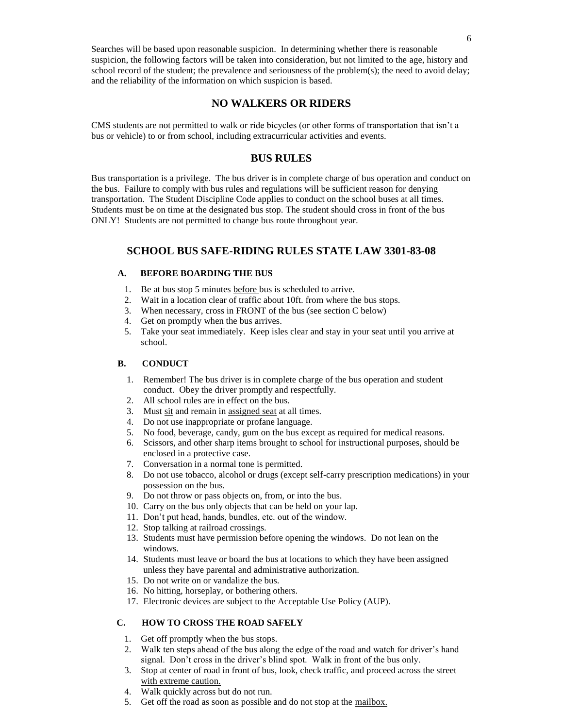Searches will be based upon reasonable suspicion. In determining whether there is reasonable suspicion, the following factors will be taken into consideration, but not limited to the age, history and school record of the student; the prevalence and seriousness of the problem(s); the need to avoid delay; and the reliability of the information on which suspicion is based.

## NO WALKERS OR RIDERS

CMS students are not permitted to walk or ride bicycles (or other forms of transportation that isn't a bus or vehicle) to or from school, including extracurricular activities and events.

## BUS RULES

Bus transportation is a privilege. The bus driver is in complete charge of bus operation and conduct on the bus. Failure to comply with bus rules and regulations will be sufficient reason for denying transportation. The Student Discipline Code applies to conduct on the school buses at all times. Students must be on time at the designated bus stop. The student should cross in front of the bus ONLY! Students are not permitted to change bus route throughout year.

## SCHOOL BUS SAFE-RIDING RULES STATE LAW 3301-83-08

### A. BEFORE BOARDING THE BUS

1. Be at bus stop 5 minutes <u>before</u> bus is scheduled to arrive.
2. Wait in a location clear of traffic about 10ft. from where the bus stops.
3. When necessary, cross in FRONT of the bus (see section C below)
4. Get on promptly when the bus arrives.
5. Take your seat immediately. Keep isles clear and stay in your seat until you arrive at school.

### B. CONDUCT

1. Remember! The bus driver is in complete charge of the bus operation and student conduct. Obey the driver promptly and respectfully.
2. All school rules are in effect on the bus.
3. Must <u>sit</u> and remain in <u>assigned seat</u> at all times.
4. Do not use inappropriate or profane language.
5. No food, beverage, candy, gum on the bus except as required for medical reasons.
6. Scissors, and other sharp items brought to school for instructional purposes, should be enclosed in a protective case.
7. Conversation in a normal tone is permitted.
8. Do not use tobacco, alcohol or drugs (except self-carry prescription medications) in your possession on the bus.
9. Do not throw or pass objects on, from, or into the bus.
10. Carry on the bus only objects that can be held on your lap.
11. Don't put head, hands, bundles, etc. out of the window.
12. Stop talking at railroad crossings.
13. Students must have permission before opening the windows. Do not lean on the windows.
14. Students must leave or board the bus at locations to which they have been assigned unless they have parental and administrative authorization.
15. Do not write on or vandalize the bus.
16. No hitting, horseplay, or bothering others.
17. Electronic devices are subject to the Acceptable Use Policy (AUP).

### C. HOW TO CROSS THE ROAD SAFELY

1. Get off promptly when the bus stops.
2. Walk ten steps ahead of the bus along the edge of the road and watch for driver's hand signal. Don't cross in the driver's blind spot. Walk in front of the bus only.
3. Stop at center of road in front of bus, look, check traffic, and proceed across the street <u>with extreme caution.</u>
4. Walk quickly across but do not run.
5. Get off the road as soon as possible and do not stop at the <u>mailbox.</u>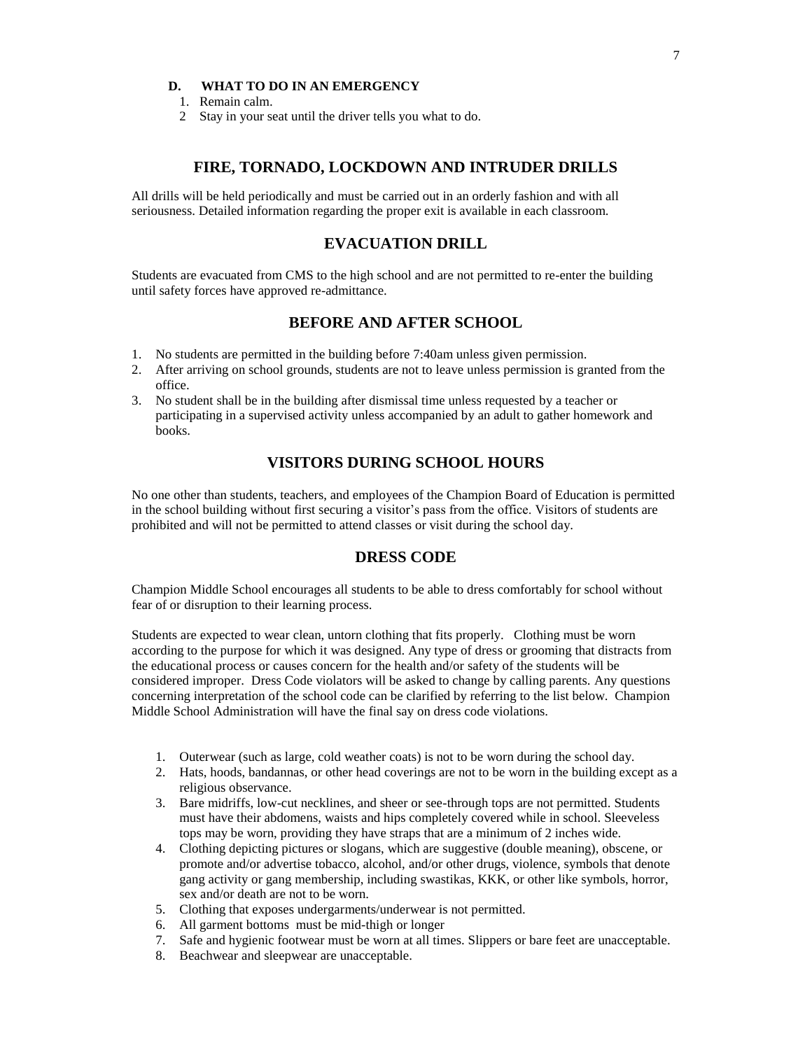### D. WHAT TO DO IN AN EMERGENCY

1. Remain calm.
2. Stay in your seat until the driver tells you what to do.

## FIRE, TORNADO, LOCKDOWN AND INTRUDER DRILLS

All drills will be held periodically and must be carried out in an orderly fashion and with all seriousness. Detailed information regarding the proper exit is available in each classroom.

## EVACUATION DRILL

Students are evacuated from CMS to the high school and are not permitted to re-enter the building until safety forces have approved re-admittance.

## BEFORE AND AFTER SCHOOL

1. No students are permitted in the building before 7:40am unless given permission.
2. After arriving on school grounds, students are not to leave unless permission is granted from the office.
3. No student shall be in the building after dismissal time unless requested by a teacher or participating in a supervised activity unless accompanied by an adult to gather homework and books.

## VISITORS DURING SCHOOL HOURS

No one other than students, teachers, and employees of the Champion Board of Education is permitted in the school building without first securing a visitor's pass from the office. Visitors of students are prohibited and will not be permitted to attend classes or visit during the school day.

## DRESS CODE

Champion Middle School encourages all students to be able to dress comfortably for school without fear of or disruption to their learning process.

Students are expected to wear clean, untorn clothing that fits properly. Clothing must be worn according to the purpose for which it was designed. Any type of dress or grooming that distracts from the educational process or causes concern for the health and/or safety of the students will be considered improper. Dress Code violators will be asked to change by calling parents. Any questions concerning interpretation of the school code can be clarified by referring to the list below. Champion Middle School Administration will have the final say on dress code violations.

1. Outerwear (such as large, cold weather coats) is not to be worn during the school day.
2. Hats, hoods, bandannas, or other head coverings are not to be worn in the building except as a religious observance.
3. Bare midriffs, low-cut necklines, and sheer or see-through tops are not permitted. Students must have their abdomens, waists and hips completely covered while in school. Sleeveless tops may be worn, providing they have straps that are a minimum of 2 inches wide.
4. Clothing depicting pictures or slogans, which are suggestive (double meaning), obscene, or promote and/or advertise tobacco, alcohol, and/or other drugs, violence, symbols that denote gang activity or gang membership, including swastikas, KKK, or other like symbols, horror, sex and/or death are not to be worn.
5. Clothing that exposes undergarments/underwear is not permitted.
6. All garment bottoms must be mid-thigh or longer
7. Safe and hygienic footwear must be worn at all times. Slippers or bare feet are unacceptable.
8. Beachwear and sleepwear are unacceptable.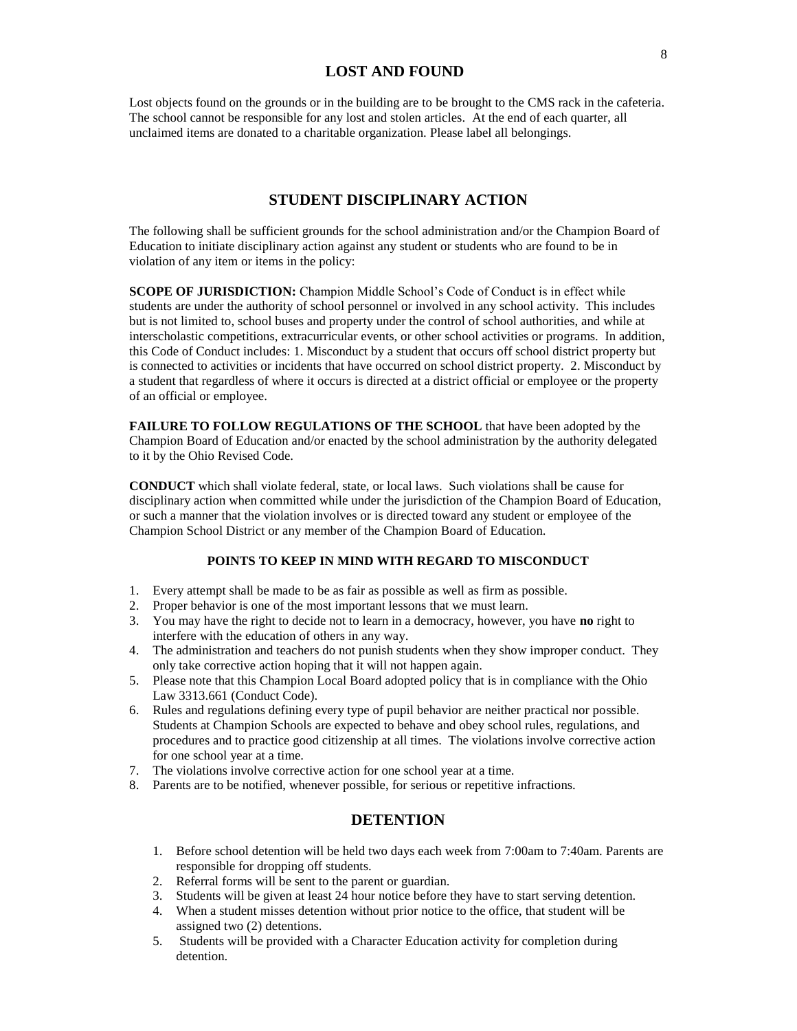## LOST AND FOUND

Lost objects found on the grounds or in the building are to be brought to the CMS rack in the cafeteria. The school cannot be responsible for any lost and stolen articles. At the end of each quarter, all unclaimed items are donated to a charitable organization. Please label all belongings.

## STUDENT DISCIPLINARY ACTION

The following shall be sufficient grounds for the school administration and/or the Champion Board of Education to initiate disciplinary action against any student or students who are found to be in violation of any item or items in the policy:

**SCOPE OF JURISDICTION:** Champion Middle School's Code of Conduct is in effect while students are under the authority of school personnel or involved in any school activity. This includes but is not limited to, school buses and property under the control of school authorities, and while at interscholastic competitions, extracurricular events, or other school activities or programs. In addition, this Code of Conduct includes: 1. Misconduct by a student that occurs off school district property but is connected to activities or incidents that have occurred on school district property. 2. Misconduct by a student that regardless of where it occurs is directed at a district official or employee or the property of an official or employee.

**FAILURE TO FOLLOW REGULATIONS OF THE SCHOOL** that have been adopted by the Champion Board of Education and/or enacted by the school administration by the authority delegated to it by the Ohio Revised Code.

**CONDUCT** which shall violate federal, state, or local laws. Such violations shall be cause for disciplinary action when committed while under the jurisdiction of the Champion Board of Education, or such a manner that the violation involves or is directed toward any student or employee of the Champion School District or any member of the Champion Board of Education.

### POINTS TO KEEP IN MIND WITH REGARD TO MISCONDUCT

1. Every attempt shall be made to be as fair as possible as well as firm as possible.
2. Proper behavior is one of the most important lessons that we must learn.
3. You may have the right to decide not to learn in a democracy, however, you have **no** right to interfere with the education of others in any way.
4. The administration and teachers do not punish students when they show improper conduct. They only take corrective action hoping that it will not happen again.
5. Please note that this Champion Local Board adopted policy that is in compliance with the Ohio Law 3313.661 (Conduct Code).
6. Rules and regulations defining every type of pupil behavior are neither practical nor possible. Students at Champion Schools are expected to behave and obey school rules, regulations, and procedures and to practice good citizenship at all times. The violations involve corrective action for one school year at a time.
7. The violations involve corrective action for one school year at a time.
8. Parents are to be notified, whenever possible, for serious or repetitive infractions.

## DETENTION

1. Before school detention will be held two days each week from 7:00am to 7:40am. Parents are responsible for dropping off students.
2. Referral forms will be sent to the parent or guardian.
3. Students will be given at least 24 hour notice before they have to start serving detention.
4. When a student misses detention without prior notice to the office, that student will be assigned two (2) detentions.
5. Students will be provided with a Character Education activity for completion during detention.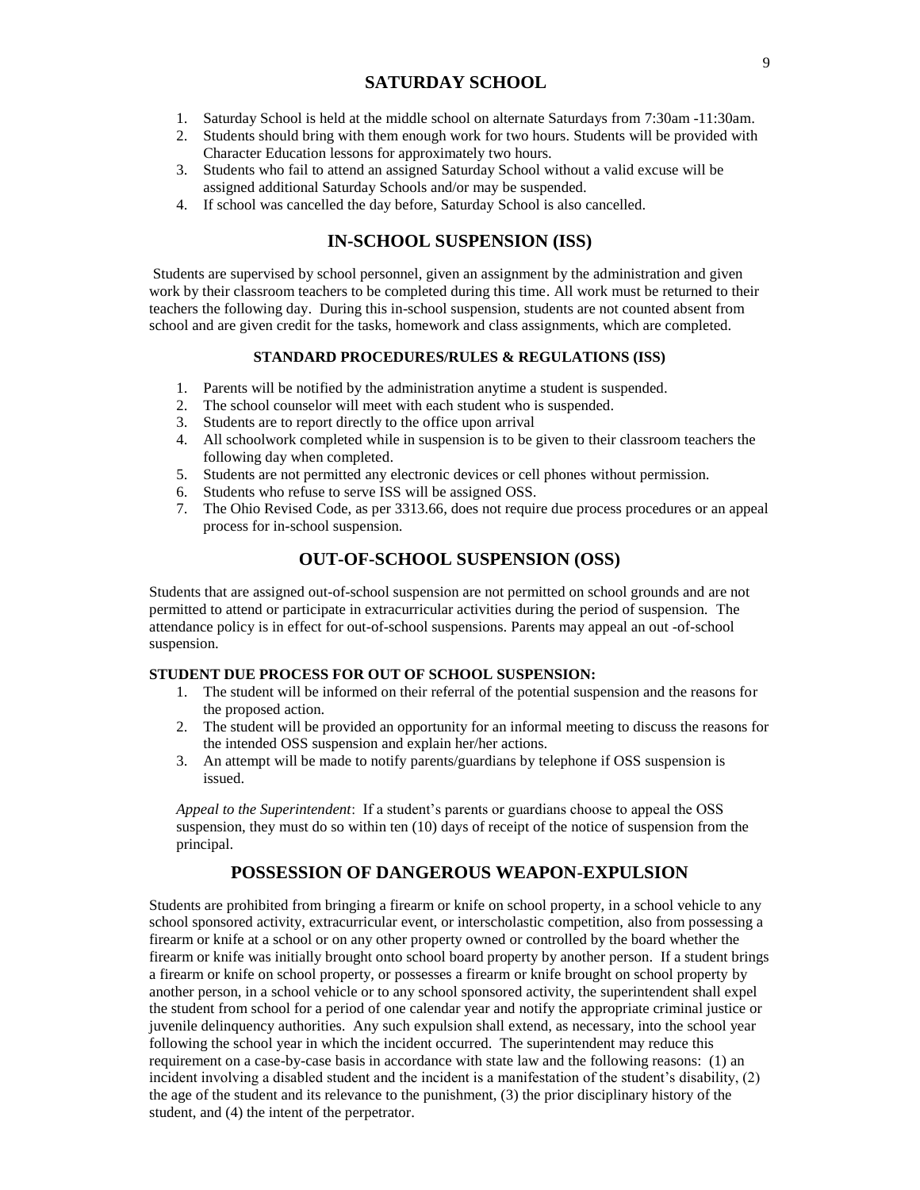## SATURDAY SCHOOL

1. Saturday School is held at the middle school on alternate Saturdays from 7:30am -11:30am.
2. Students should bring with them enough work for two hours. Students will be provided with Character Education lessons for approximately two hours.
3. Students who fail to attend an assigned Saturday School without a valid excuse will be assigned additional Saturday Schools and/or may be suspended.
4. If school was cancelled the day before, Saturday School is also cancelled.

## IN-SCHOOL SUSPENSION (ISS)

Students are supervised by school personnel, given an assignment by the administration and given work by their classroom teachers to be completed during this time. All work must be returned to their teachers the following day. During this in-school suspension, students are not counted absent from school and are given credit for the tasks, homework and class assignments, which are completed.

### STANDARD PROCEDURES/RULES & REGULATIONS (ISS)

1. Parents will be notified by the administration anytime a student is suspended.
2. The school counselor will meet with each student who is suspended.
3. Students are to report directly to the office upon arrival
4. All schoolwork completed while in suspension is to be given to their classroom teachers the following day when completed.
5. Students are not permitted any electronic devices or cell phones without permission.
6. Students who refuse to serve ISS will be assigned OSS.
7. The Ohio Revised Code, as per 3313.66, does not require due process procedures or an appeal process for in-school suspension.

## OUT-OF-SCHOOL SUSPENSION (OSS)

Students that are assigned out-of-school suspension are not permitted on school grounds and are not permitted to attend or participate in extracurricular activities during the period of suspension. The attendance policy is in effect for out-of-school suspensions. Parents may appeal an out -of-school suspension.

**STUDENT DUE PROCESS FOR OUT OF SCHOOL SUSPENSION:**

1. The student will be informed on their referral of the potential suspension and the reasons for the proposed action.
2. The student will be provided an opportunity for an informal meeting to discuss the reasons for the intended OSS suspension and explain her/her actions.
3. An attempt will be made to notify parents/guardians by telephone if OSS suspension is issued.

*Appeal to the Superintendent*: If a student's parents or guardians choose to appeal the OSS suspension, they must do so within ten (10) days of receipt of the notice of suspension from the principal.

## POSSESSION OF DANGEROUS WEAPON-EXPULSION

Students are prohibited from bringing a firearm or knife on school property, in a school vehicle to any school sponsored activity, extracurricular event, or interscholastic competition, also from possessing a firearm or knife at a school or on any other property owned or controlled by the board whether the firearm or knife was initially brought onto school board property by another person. If a student brings a firearm or knife on school property, or possesses a firearm or knife brought on school property by another person, in a school vehicle or to any school sponsored activity, the superintendent shall expel the student from school for a period of one calendar year and notify the appropriate criminal justice or juvenile delinquency authorities. Any such expulsion shall extend, as necessary, into the school year following the school year in which the incident occurred. The superintendent may reduce this requirement on a case-by-case basis in accordance with state law and the following reasons: (1) an incident involving a disabled student and the incident is a manifestation of the student's disability, (2) the age of the student and its relevance to the punishment, (3) the prior disciplinary history of the student, and (4) the intent of the perpetrator.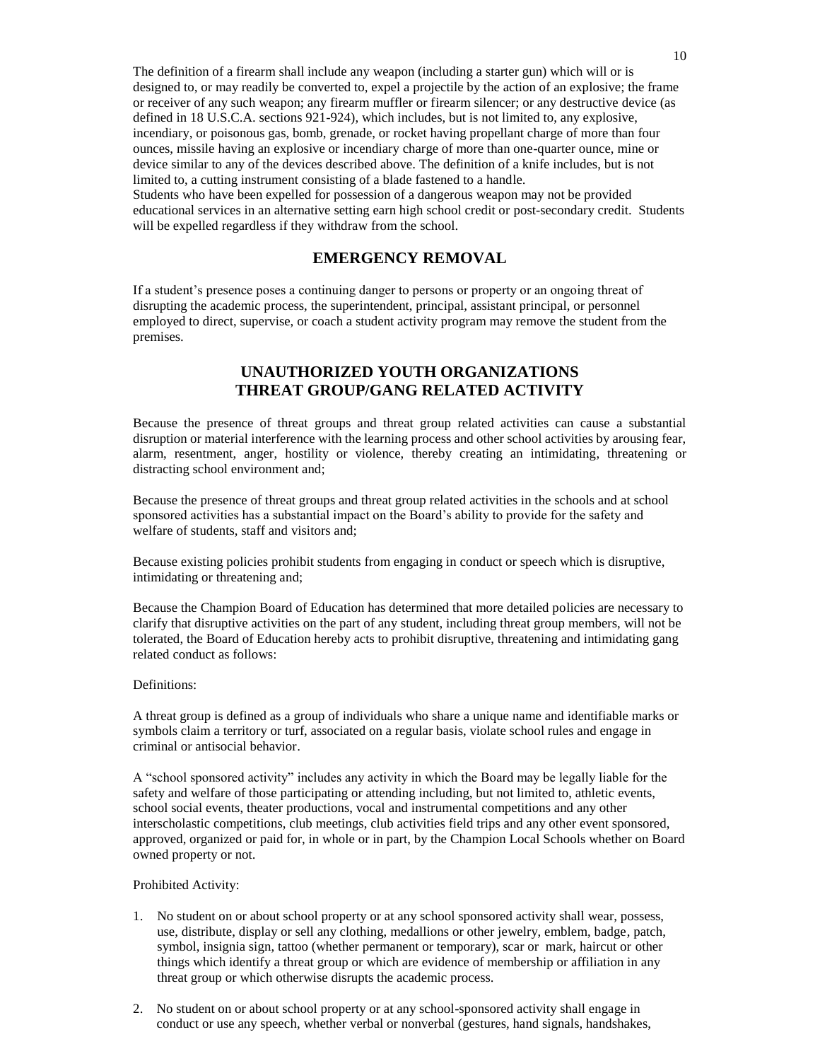The definition of a firearm shall include any weapon (including a starter gun) which will or is designed to, or may readily be converted to, expel a projectile by the action of an explosive; the frame or receiver of any such weapon; any firearm muffler or firearm silencer; or any destructive device (as defined in 18 U.S.C.A. sections 921-924), which includes, but is not limited to, any explosive, incendiary, or poisonous gas, bomb, grenade, or rocket having propellant charge of more than four ounces, missile having an explosive or incendiary charge of more than one-quarter ounce, mine or device similar to any of the devices described above. The definition of a knife includes, but is not limited to, a cutting instrument consisting of a blade fastened to a handle.
Students who have been expelled for possession of a dangerous weapon may not be provided educational services in an alternative setting earn high school credit or post-secondary credit. Students will be expelled regardless if they withdraw from the school.

## EMERGENCY REMOVAL

If a student's presence poses a continuing danger to persons or property or an ongoing threat of disrupting the academic process, the superintendent, principal, assistant principal, or personnel employed to direct, supervise, or coach a student activity program may remove the student from the premises.

## UNAUTHORIZED YOUTH ORGANIZATIONS THREAT GROUP/GANG RELATED ACTIVITY

Because the presence of threat groups and threat group related activities can cause a substantial disruption or material interference with the learning process and other school activities by arousing fear, alarm, resentment, anger, hostility or violence, thereby creating an intimidating, threatening or distracting school environment and;

Because the presence of threat groups and threat group related activities in the schools and at school sponsored activities has a substantial impact on the Board's ability to provide for the safety and welfare of students, staff and visitors and;

Because existing policies prohibit students from engaging in conduct or speech which is disruptive, intimidating or threatening and;

Because the Champion Board of Education has determined that more detailed policies are necessary to clarify that disruptive activities on the part of any student, including threat group members, will not be tolerated, the Board of Education hereby acts to prohibit disruptive, threatening and intimidating gang related conduct as follows:

Definitions:

A threat group is defined as a group of individuals who share a unique name and identifiable marks or symbols claim a territory or turf, associated on a regular basis, violate school rules and engage in criminal or antisocial behavior.

A "school sponsored activity" includes any activity in which the Board may be legally liable for the safety and welfare of those participating or attending including, but not limited to, athletic events, school social events, theater productions, vocal and instrumental competitions and any other interscholastic competitions, club meetings, club activities field trips and any other event sponsored, approved, organized or paid for, in whole or in part, by the Champion Local Schools whether on Board owned property or not.

Prohibited Activity:

1. No student on or about school property or at any school sponsored activity shall wear, possess, use, distribute, display or sell any clothing, medallions or other jewelry, emblem, badge, patch, symbol, insignia sign, tattoo (whether permanent or temporary), scar or mark, haircut or other things which identify a threat group or which are evidence of membership or affiliation in any threat group or which otherwise disrupts the academic process.
2. No student on or about school property or at any school-sponsored activity shall engage in conduct or use any speech, whether verbal or nonverbal (gestures, hand signals, handshakes,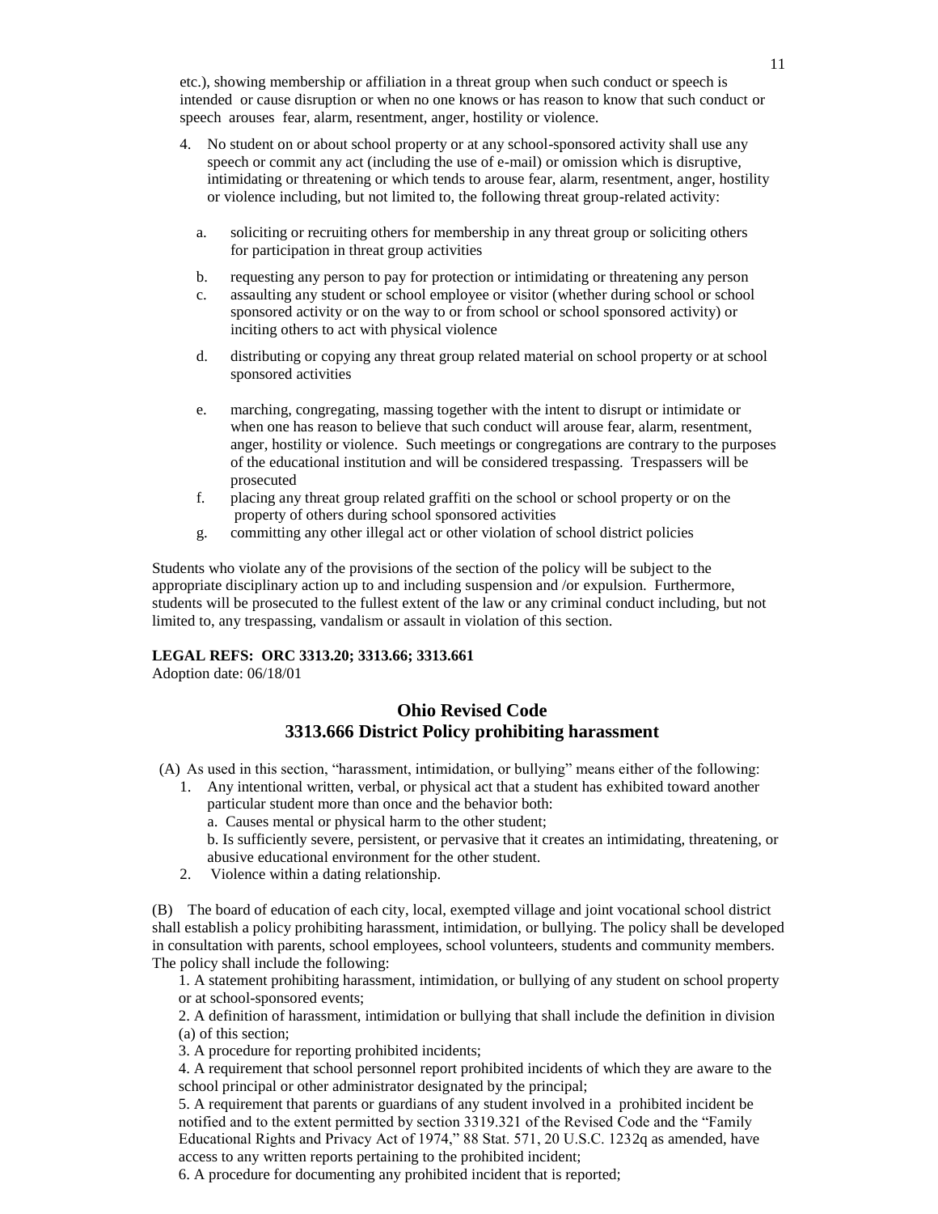etc.), showing membership or affiliation in a threat group when such conduct or speech is intended or cause disruption or when no one knows or has reason to know that such conduct or speech arouses fear, alarm, resentment, anger, hostility or violence.

4. No student on or about school property or at any school-sponsored activity shall use any speech or commit any act (including the use of e-mail) or omission which is disruptive, intimidating or threatening or which tends to arouse fear, alarm, resentment, anger, hostility or violence including, but not limited to, the following threat group-related activity:

   a. soliciting or recruiting others for membership in any threat group or soliciting others for participation in threat group activities
   b. requesting any person to pay for protection or intimidating or threatening any person
   c. assaulting any student or school employee or visitor (whether during school or school sponsored activity or on the way to or from school or school sponsored activity) or inciting others to act with physical violence
   d. distributing or copying any threat group related material on school property or at school sponsored activities
   e. marching, congregating, massing together with the intent to disrupt or intimidate or when one has reason to believe that such conduct will arouse fear, alarm, resentment, anger, hostility or violence. Such meetings or congregations are contrary to the purposes of the educational institution and will be considered trespassing. Trespassers will be prosecuted
   f. placing any threat group related graffiti on the school or school property or on the property of others during school sponsored activities
   g. committing any other illegal act or other violation of school district policies

Students who violate any of the provisions of the section of the policy will be subject to the appropriate disciplinary action up to and including suspension and /or expulsion. Furthermore, students will be prosecuted to the fullest extent of the law or any criminal conduct including, but not limited to, any trespassing, vandalism or assault in violation of this section.

**LEGAL REFS: ORC 3313.20; 3313.66; 3313.661**
Adoption date: 06/18/01

## Ohio Revised Code
## 3313.666 District Policy prohibiting harassment

(A) As used in this section, "harassment, intimidation, or bullying" means either of the following:

1. Any intentional written, verbal, or physical act that a student has exhibited toward another particular student more than once and the behavior both:
   a. Causes mental or physical harm to the other student;
   b. Is sufficiently severe, persistent, or pervasive that it creates an intimidating, threatening, or abusive educational environment for the other student.
2. Violence within a dating relationship.

(B) The board of education of each city, local, exempted village and joint vocational school district shall establish a policy prohibiting harassment, intimidation, or bullying. The policy shall be developed in consultation with parents, school employees, school volunteers, students and community members. The policy shall include the following:

1. A statement prohibiting harassment, intimidation, or bullying of any student on school property or at school-sponsored events;
2. A definition of harassment, intimidation or bullying that shall include the definition in division (a) of this section;
3. A procedure for reporting prohibited incidents;
4. A requirement that school personnel report prohibited incidents of which they are aware to the school principal or other administrator designated by the principal;
5. A requirement that parents or guardians of any student involved in a prohibited incident be notified and to the extent permitted by section 3319.321 of the Revised Code and the "Family Educational Rights and Privacy Act of 1974," 88 Stat. 571, 20 U.S.C. 1232q as amended, have access to any written reports pertaining to the prohibited incident;
6. A procedure for documenting any prohibited incident that is reported;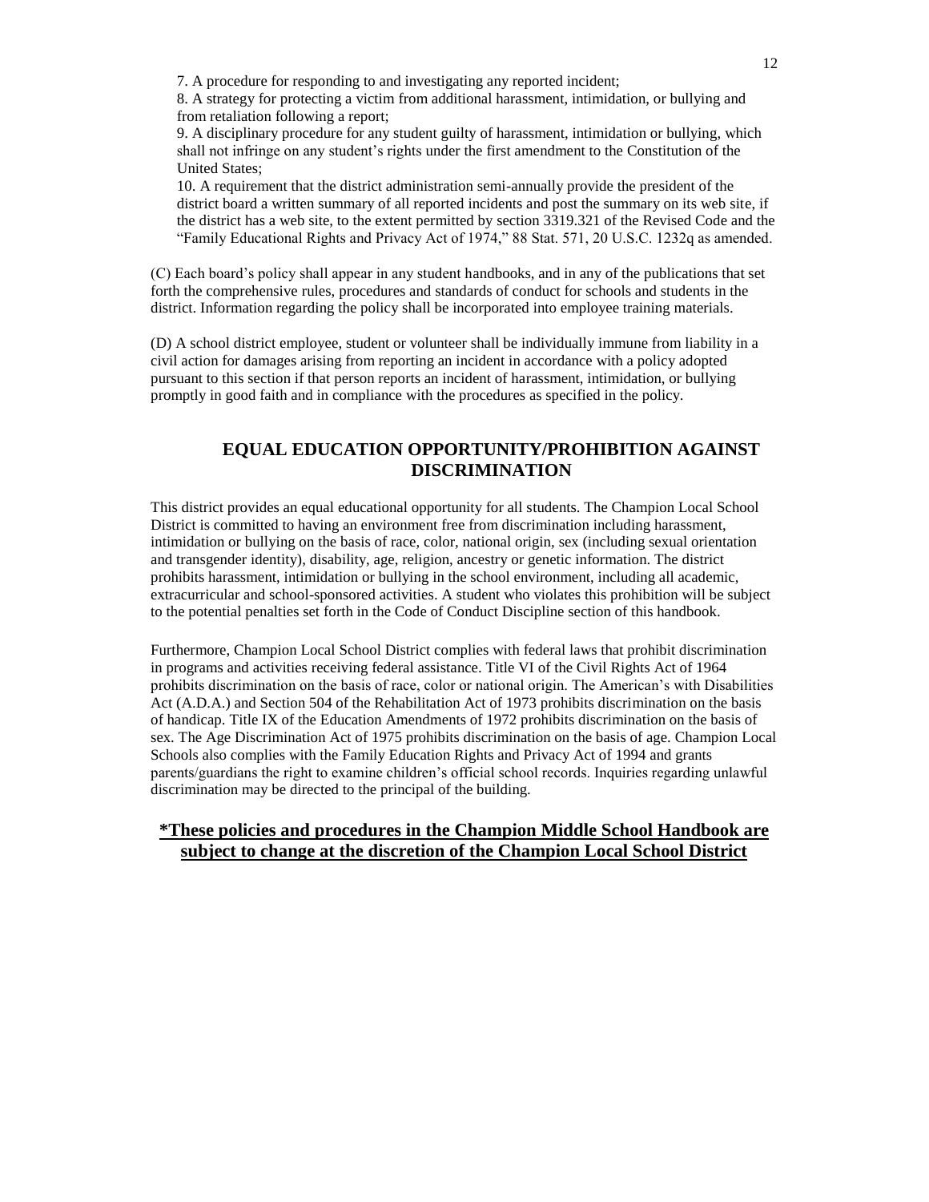7. A procedure for responding to and investigating any reported incident;
8. A strategy for protecting a victim from additional harassment, intimidation, or bullying and from retaliation following a report;
9. A disciplinary procedure for any student guilty of harassment, intimidation or bullying, which shall not infringe on any student's rights under the first amendment to the Constitution of the United States;
10. A requirement that the district administration semi-annually provide the president of the district board a written summary of all reported incidents and post the summary on its web site, if the district has a web site, to the extent permitted by section 3319.321 of the Revised Code and the "Family Educational Rights and Privacy Act of 1974," 88 Stat. 571, 20 U.S.C. 1232q as amended.

(C) Each board's policy shall appear in any student handbooks, and in any of the publications that set forth the comprehensive rules, procedures and standards of conduct for schools and students in the district. Information regarding the policy shall be incorporated into employee training materials.

(D) A school district employee, student or volunteer shall be individually immune from liability in a civil action for damages arising from reporting an incident in accordance with a policy adopted pursuant to this section if that person reports an incident of harassment, intimidation, or bullying promptly in good faith and in compliance with the procedures as specified in the policy.

## EQUAL EDUCATION OPPORTUNITY/PROHIBITION AGAINST DISCRIMINATION

This district provides an equal educational opportunity for all students. The Champion Local School District is committed to having an environment free from discrimination including harassment, intimidation or bullying on the basis of race, color, national origin, sex (including sexual orientation and transgender identity), disability, age, religion, ancestry or genetic information. The district prohibits harassment, intimidation or bullying in the school environment, including all academic, extracurricular and school-sponsored activities. A student who violates this prohibition will be subject to the potential penalties set forth in the Code of Conduct Discipline section of this handbook.

Furthermore, Champion Local School District complies with federal laws that prohibit discrimination in programs and activities receiving federal assistance. Title VI of the Civil Rights Act of 1964 prohibits discrimination on the basis of race, color or national origin. The American's with Disabilities Act (A.D.A.) and Section 504 of the Rehabilitation Act of 1973 prohibits discrimination on the basis of handicap. Title IX of the Education Amendments of 1972 prohibits discrimination on the basis of sex. The Age Discrimination Act of 1975 prohibits discrimination on the basis of age. Champion Local Schools also complies with the Family Education Rights and Privacy Act of 1994 and grants parents/guardians the right to examine children's official school records. Inquiries regarding unlawful discrimination may be directed to the principal of the building.

**<u>*These policies and procedures in the Champion Middle School Handbook are subject to change at the discretion of the Champion Local School District</u>**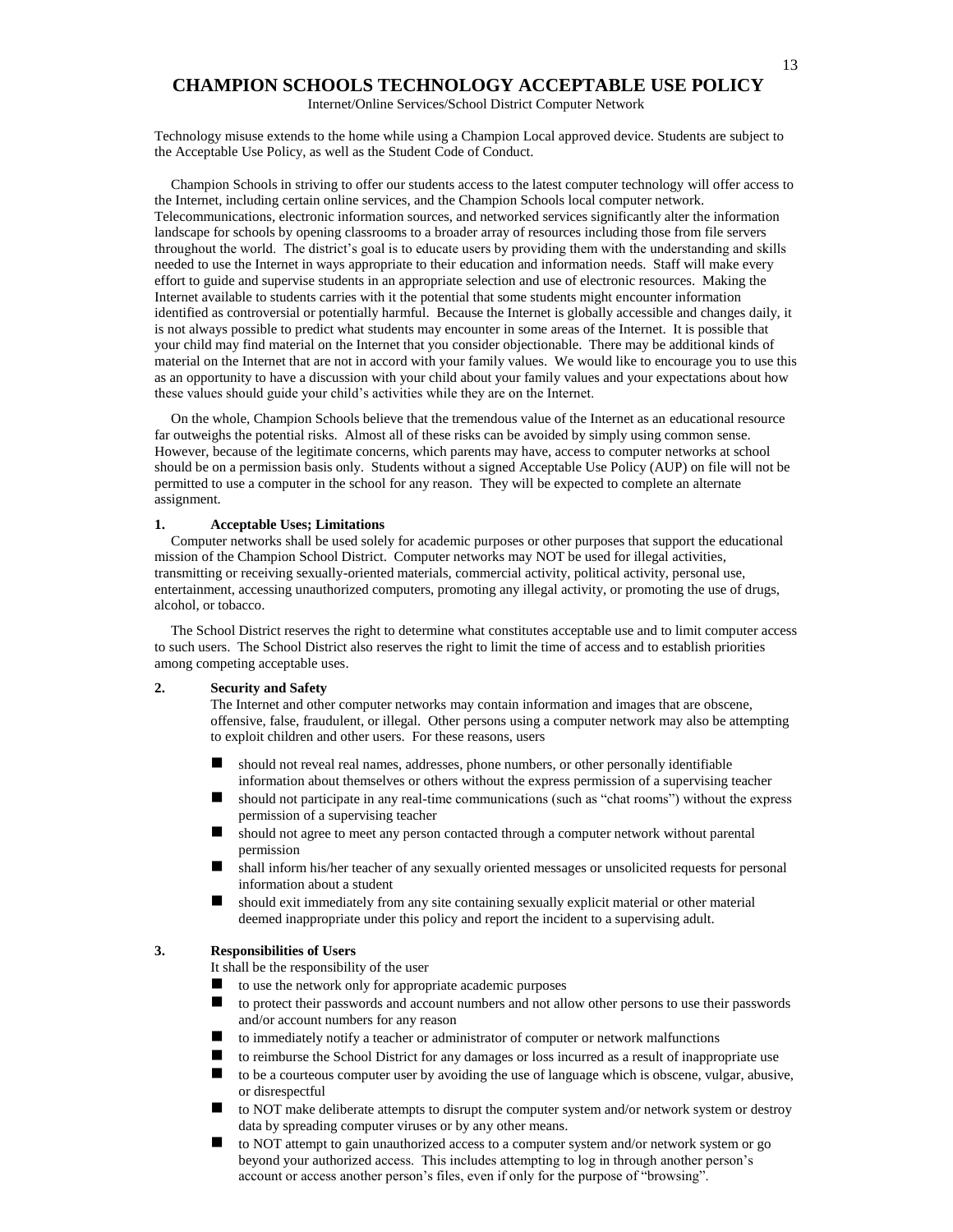# CHAMPION SCHOOLS TECHNOLOGY ACCEPTABLE USE POLICY

Internet/Online Services/School District Computer Network

Technology misuse extends to the home while using a Champion Local approved device. Students are subject to the Acceptable Use Policy, as well as the Student Code of Conduct.

Champion Schools in striving to offer our students access to the latest computer technology will offer access to the Internet, including certain online services, and the Champion Schools local computer network. Telecommunications, electronic information sources, and networked services significantly alter the information landscape for schools by opening classrooms to a broader array of resources including those from file servers throughout the world. The district's goal is to educate users by providing them with the understanding and skills needed to use the Internet in ways appropriate to their education and information needs. Staff will make every effort to guide and supervise students in an appropriate selection and use of electronic resources. Making the Internet available to students carries with it the potential that some students might encounter information identified as controversial or potentially harmful. Because the Internet is globally accessible and changes daily, it is not always possible to predict what students may encounter in some areas of the Internet. It is possible that your child may find material on the Internet that you consider objectionable. There may be additional kinds of material on the Internet that are not in accord with your family values. We would like to encourage you to use this as an opportunity to have a discussion with your child about your family values and your expectations about how these values should guide your child's activities while they are on the Internet.

On the whole, Champion Schools believe that the tremendous value of the Internet as an educational resource far outweighs the potential risks. Almost all of these risks can be avoided by simply using common sense. However, because of the legitimate concerns, which parents may have, access to computer networks at school should be on a permission basis only. Students without a signed Acceptable Use Policy (AUP) on file will not be permitted to use a computer in the school for any reason. They will be expected to complete an alternate assignment.

**1. Acceptable Uses; Limitations**

Computer networks shall be used solely for academic purposes or other purposes that support the educational mission of the Champion School District. Computer networks may NOT be used for illegal activities, transmitting or receiving sexually-oriented materials, commercial activity, political activity, personal use, entertainment, accessing unauthorized computers, promoting any illegal activity, or promoting the use of drugs, alcohol, or tobacco.

The School District reserves the right to determine what constitutes acceptable use and to limit computer access to such users. The School District also reserves the right to limit the time of access and to establish priorities among competing acceptable uses.

**2. Security and Safety**

The Internet and other computer networks may contain information and images that are obscene, offensive, false, fraudulent, or illegal. Other persons using a computer network may also be attempting to exploit children and other users. For these reasons, users

- should not reveal real names, addresses, phone numbers, or other personally identifiable information about themselves or others without the express permission of a supervising teacher
- should not participate in any real-time communications (such as "chat rooms") without the express permission of a supervising teacher
- should not agree to meet any person contacted through a computer network without parental permission
- shall inform his/her teacher of any sexually oriented messages or unsolicited requests for personal information about a student
- should exit immediately from any site containing sexually explicit material or other material deemed inappropriate under this policy and report the incident to a supervising adult.

**3. Responsibilities of Users**

It shall be the responsibility of the user

- to use the network only for appropriate academic purposes
- to protect their passwords and account numbers and not allow other persons to use their passwords and/or account numbers for any reason
- to immediately notify a teacher or administrator of computer or network malfunctions
- to reimburse the School District for any damages or loss incurred as a result of inappropriate use
- to be a courteous computer user by avoiding the use of language which is obscene, vulgar, abusive, or disrespectful
- to NOT make deliberate attempts to disrupt the computer system and/or network system or destroy data by spreading computer viruses or by any other means.
- to NOT attempt to gain unauthorized access to a computer system and/or network system or go beyond your authorized access. This includes attempting to log in through another person's account or access another person's files, even if only for the purpose of "browsing".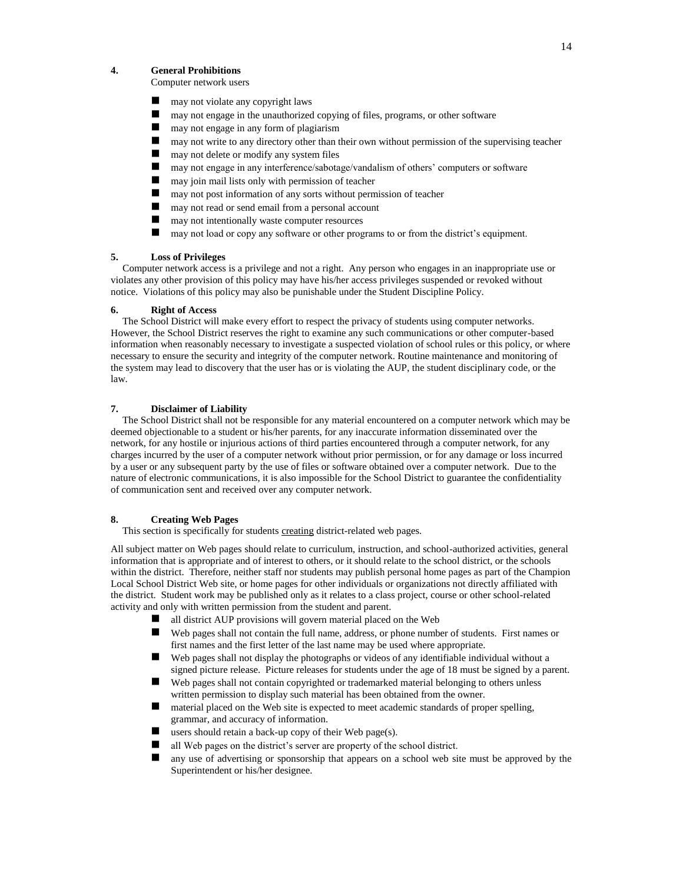**4. General Prohibitions**

Computer network users

- may not violate any copyright laws
- may not engage in the unauthorized copying of files, programs, or other software
- may not engage in any form of plagiarism
- may not write to any directory other than their own without permission of the supervising teacher
- may not delete or modify any system files
- may not engage in any interference/sabotage/vandalism of others' computers or software
- may join mail lists only with permission of teacher
- may not post information of any sorts without permission of teacher
- may not read or send email from a personal account
- may not intentionally waste computer resources
- may not load or copy any software or other programs to or from the district's equipment.

**5. Loss of Privileges**

Computer network access is a privilege and not a right. Any person who engages in an inappropriate use or violates any other provision of this policy may have his/her access privileges suspended or revoked without notice. Violations of this policy may also be punishable under the Student Discipline Policy.

**6. Right of Access**

The School District will make every effort to respect the privacy of students using computer networks. However, the School District reserves the right to examine any such communications or other computer-based information when reasonably necessary to investigate a suspected violation of school rules or this policy, or where necessary to ensure the security and integrity of the computer network. Routine maintenance and monitoring of the system may lead to discovery that the user has or is violating the AUP, the student disciplinary code, or the law.

**7. Disclaimer of Liability**

The School District shall not be responsible for any material encountered on a computer network which may be deemed objectionable to a student or his/her parents, for any inaccurate information disseminated over the network, for any hostile or injurious actions of third parties encountered through a computer network, for any charges incurred by the user of a computer network without prior permission, or for any damage or loss incurred by a user or any subsequent party by the use of files or software obtained over a computer network. Due to the nature of electronic communications, it is also impossible for the School District to guarantee the confidentiality of communication sent and received over any computer network.

**8. Creating Web Pages**

This section is specifically for students <u>creating</u> district-related web pages.

All subject matter on Web pages should relate to curriculum, instruction, and school-authorized activities, general information that is appropriate and of interest to others, or it should relate to the school district, or the schools within the district. Therefore, neither staff nor students may publish personal home pages as part of the Champion Local School District Web site, or home pages for other individuals or organizations not directly affiliated with the district. Student work may be published only as it relates to a class project, course or other school-related activity and only with written permission from the student and parent.

- all district AUP provisions will govern material placed on the Web
- Web pages shall not contain the full name, address, or phone number of students. First names or first names and the first letter of the last name may be used where appropriate.
- Web pages shall not display the photographs or videos of any identifiable individual without a signed picture release. Picture releases for students under the age of 18 must be signed by a parent.
- Web pages shall not contain copyrighted or trademarked material belonging to others unless written permission to display such material has been obtained from the owner.
- material placed on the Web site is expected to meet academic standards of proper spelling, grammar, and accuracy of information.
- users should retain a back-up copy of their Web page(s).
- all Web pages on the district's server are property of the school district.
- any use of advertising or sponsorship that appears on a school web site must be approved by the Superintendent or his/her designee.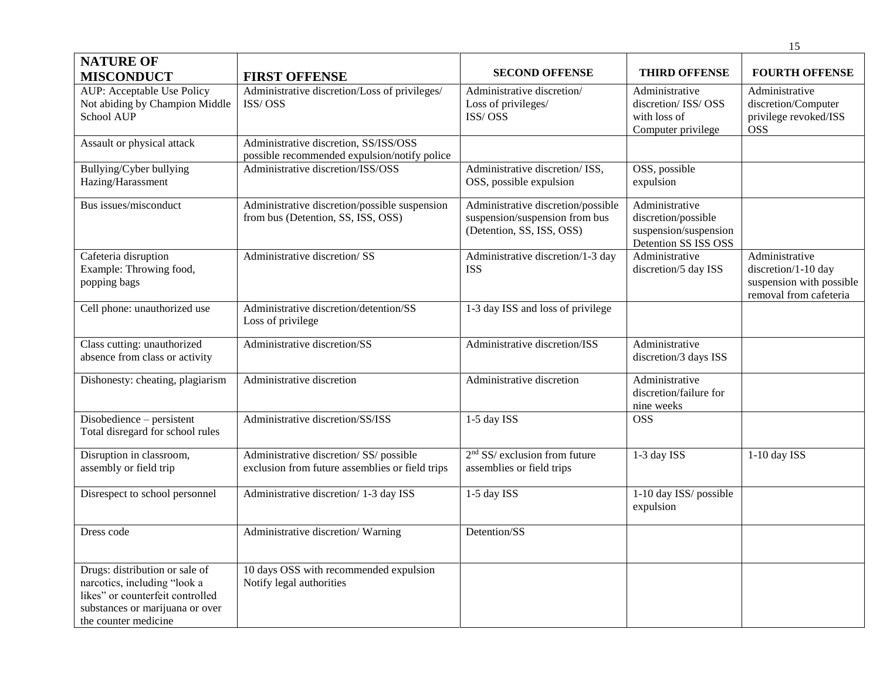| NATURE OF MISCONDUCT | FIRST OFFENSE | SECOND OFFENSE | THIRD OFFENSE | FOURTH OFFENSE |
|---|---|---|---|---|
| AUP: Acceptable Use Policy Not abiding by Champion Middle School AUP | Administrative discretion/Loss of privileges/ ISS/ OSS | Administrative discretion/ Loss of privileges/ ISS/ OSS | Administrative discretion/ ISS/ OSS with loss of Computer privilege | Administrative discretion/Computer privilege revoked/ISS OSS |
| Assault or physical attack | Administrative discretion, SS/ISS/OSS possible recommended expulsion/notify police | | | |
| Bullying/Cyber bullying Hazing/Harassment | Administrative discretion/ISS/OSS | Administrative discretion/ ISS, OSS, possible expulsion | OSS, possible expulsion | |
| Bus issues/misconduct | Administrative discretion/possible suspension from bus (Detention, SS, ISS, OSS) | Administrative discretion/possible suspension/suspension from bus (Detention, SS, ISS, OSS) | Administrative discretion/possible suspension/suspension Detention SS ISS OSS | |
| Cafeteria disruption Example: Throwing food, popping bags | Administrative discretion/ SS | Administrative discretion/1-3 day ISS | Administrative discretion/5 day ISS | Administrative discretion/1-10 day suspension with possible removal from cafeteria |
| Cell phone: unauthorized use | Administrative discretion/detention/SS Loss of privilege | 1-3 day ISS and loss of privilege | | |
| Class cutting: unauthorized absence from class or activity | Administrative discretion/SS | Administrative discretion/ISS | Administrative discretion/3 days ISS | |
| Dishonesty: cheating, plagiarism | Administrative discretion | Administrative discretion | Administrative discretion/failure for nine weeks | |
| Disobedience – persistent Total disregard for school rules | Administrative discretion/SS/ISS | 1-5 day ISS | OSS | |
| Disruption in classroom, assembly or field trip | Administrative discretion/ SS/ possible exclusion from future assemblies or field trips | 2nd SS/ exclusion from future assemblies or field trips | 1-3 day ISS | 1-10 day ISS |
| Disrespect to school personnel | Administrative discretion/ 1-3 day ISS | 1-5 day ISS | 1-10 day ISS/ possible expulsion | |
| Dress code | Administrative discretion/ Warning | Detention/SS | | |
| Drugs: distribution or sale of narcotics, including "look a likes" or counterfeit controlled substances or marijuana or over the counter medicine | 10 days OSS with recommended expulsion Notify legal authorities | | | |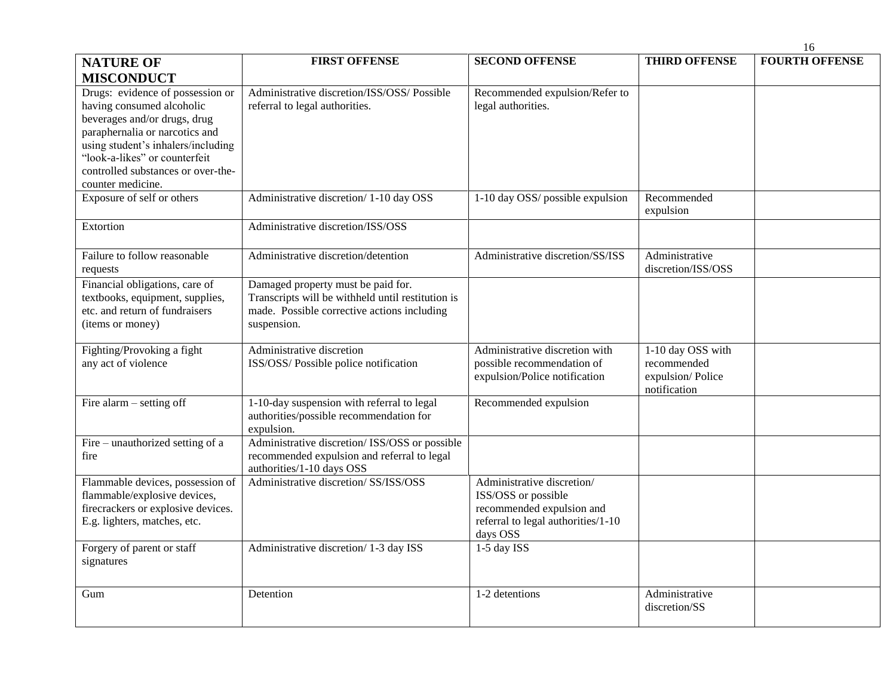| NATURE OF MISCONDUCT | FIRST OFFENSE | SECOND OFFENSE | THIRD OFFENSE | FOURTH OFFENSE |
|---|---|---|---|---|
| Drugs: evidence of possession or having consumed alcoholic beverages and/or drugs, drug paraphernalia or narcotics and using student's inhalers/including "look-a-likes" or counterfeit controlled substances or over-the-counter medicine. | Administrative discretion/ISS/OSS/ Possible referral to legal authorities. | Recommended expulsion/Refer to legal authorities. | | |
| Exposure of self or others | Administrative discretion/ 1-10 day OSS | 1-10 day OSS/ possible expulsion | Recommended expulsion | |
| Extortion | Administrative discretion/ISS/OSS | | | |
| Failure to follow reasonable requests | Administrative discretion/detention | Administrative discretion/SS/ISS | Administrative discretion/ISS/OSS | |
| Financial obligations, care of textbooks, equipment, supplies, etc. and return of fundraisers (items or money) | Damaged property must be paid for. Transcripts will be withheld until restitution is made. Possible corrective actions including suspension. | | | |
| Fighting/Provoking a fight any act of violence | Administrative discretion ISS/OSS/ Possible police notification | Administrative discretion with possible recommendation of expulsion/Police notification | 1-10 day OSS with recommended expulsion/ Police notification | |
| Fire alarm – setting off | 1-10-day suspension with referral to legal authorities/possible recommendation for expulsion. | Recommended expulsion | | |
| Fire – unauthorized setting of a fire | Administrative discretion/ ISS/OSS or possible recommended expulsion and referral to legal authorities/1-10 days OSS | | | |
| Flammable devices, possession of flammable/explosive devices, firecrackers or explosive devices. E.g. lighters, matches, etc. | Administrative discretion/ SS/ISS/OSS | Administrative discretion/ ISS/OSS or possible recommended expulsion and referral to legal authorities/1-10 days OSS | | |
| Forgery of parent or staff signatures | Administrative discretion/ 1-3 day ISS | 1-5 day ISS | | |
| Gum | Detention | 1-2 detentions | Administrative discretion/SS | |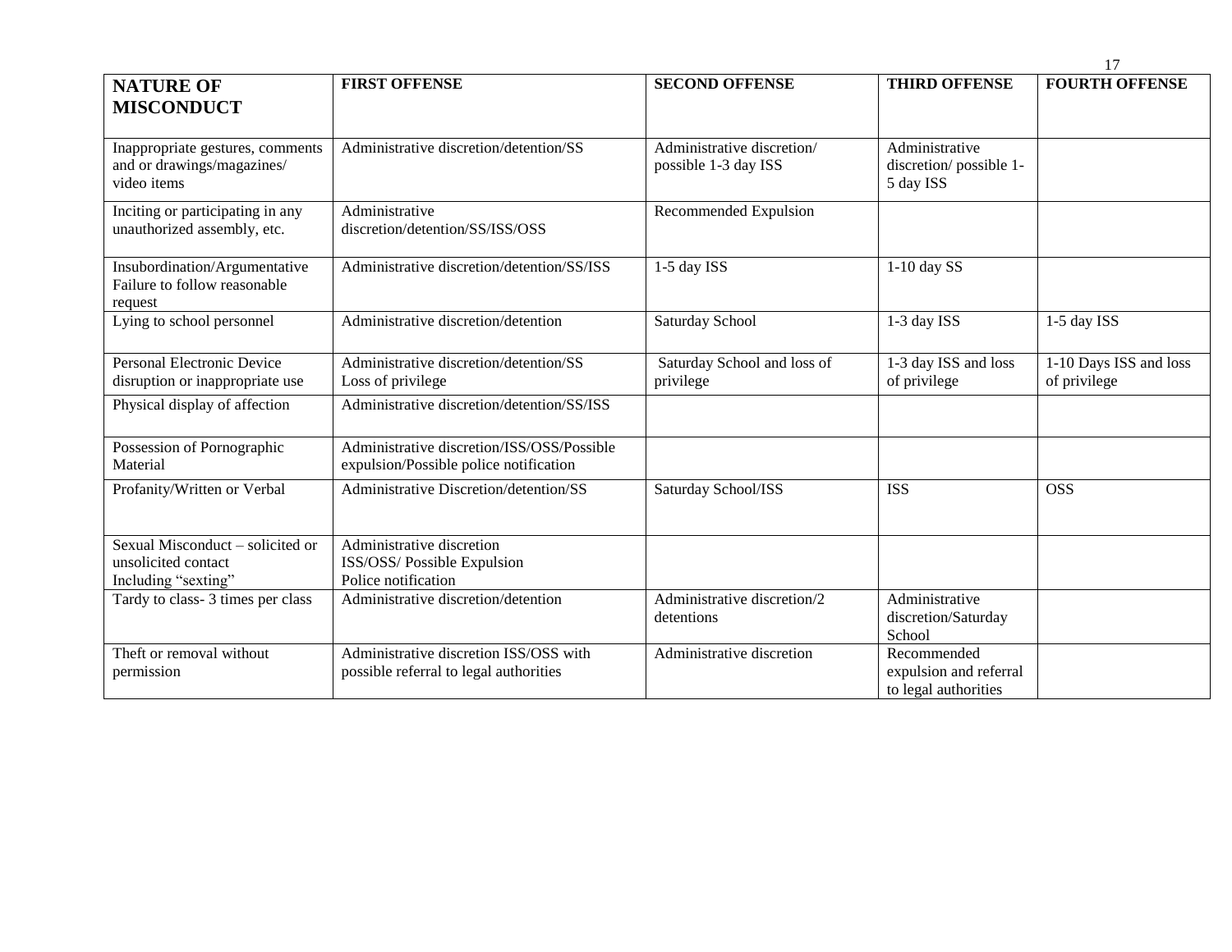| NATURE OF MISCONDUCT | FIRST OFFENSE | SECOND OFFENSE | THIRD OFFENSE | FOURTH OFFENSE |
|---|---|---|---|---|
| Inappropriate gestures, comments and or drawings/magazines/ video items | Administrative discretion/detention/SS | Administrative discretion/ possible 1-3 day ISS | Administrative discretion/ possible 1-5 day ISS | |
| Inciting or participating in any unauthorized assembly, etc. | Administrative discretion/detention/SS/ISS/OSS | Recommended Expulsion | | |
| Insubordination/Argumentative Failure to follow reasonable request | Administrative discretion/detention/SS/ISS | 1-5 day ISS | 1-10 day SS | |
| Lying to school personnel | Administrative discretion/detention | Saturday School | 1-3 day ISS | 1-5 day ISS |
| Personal Electronic Device disruption or inappropriate use | Administrative discretion/detention/SS Loss of privilege | Saturday School and loss of privilege | 1-3 day ISS and loss of privilege | 1-10 Days ISS and loss of privilege |
| Physical display of affection | Administrative discretion/detention/SS/ISS | | | |
| Possession of Pornographic Material | Administrative discretion/ISS/OSS/Possible expulsion/Possible police notification | | | |
| Profanity/Written or Verbal | Administrative Discretion/detention/SS | Saturday School/ISS | ISS | OSS |
| Sexual Misconduct – solicited or unsolicited contact Including "sexting" | Administrative discretion ISS/OSS/ Possible Expulsion Police notification | | | |
| Tardy to class- 3 times per class | Administrative discretion/detention | Administrative discretion/2 detentions | Administrative discretion/Saturday School | |
| Theft or removal without permission | Administrative discretion ISS/OSS with possible referral to legal authorities | Administrative discretion | Recommended expulsion and referral to legal authorities | |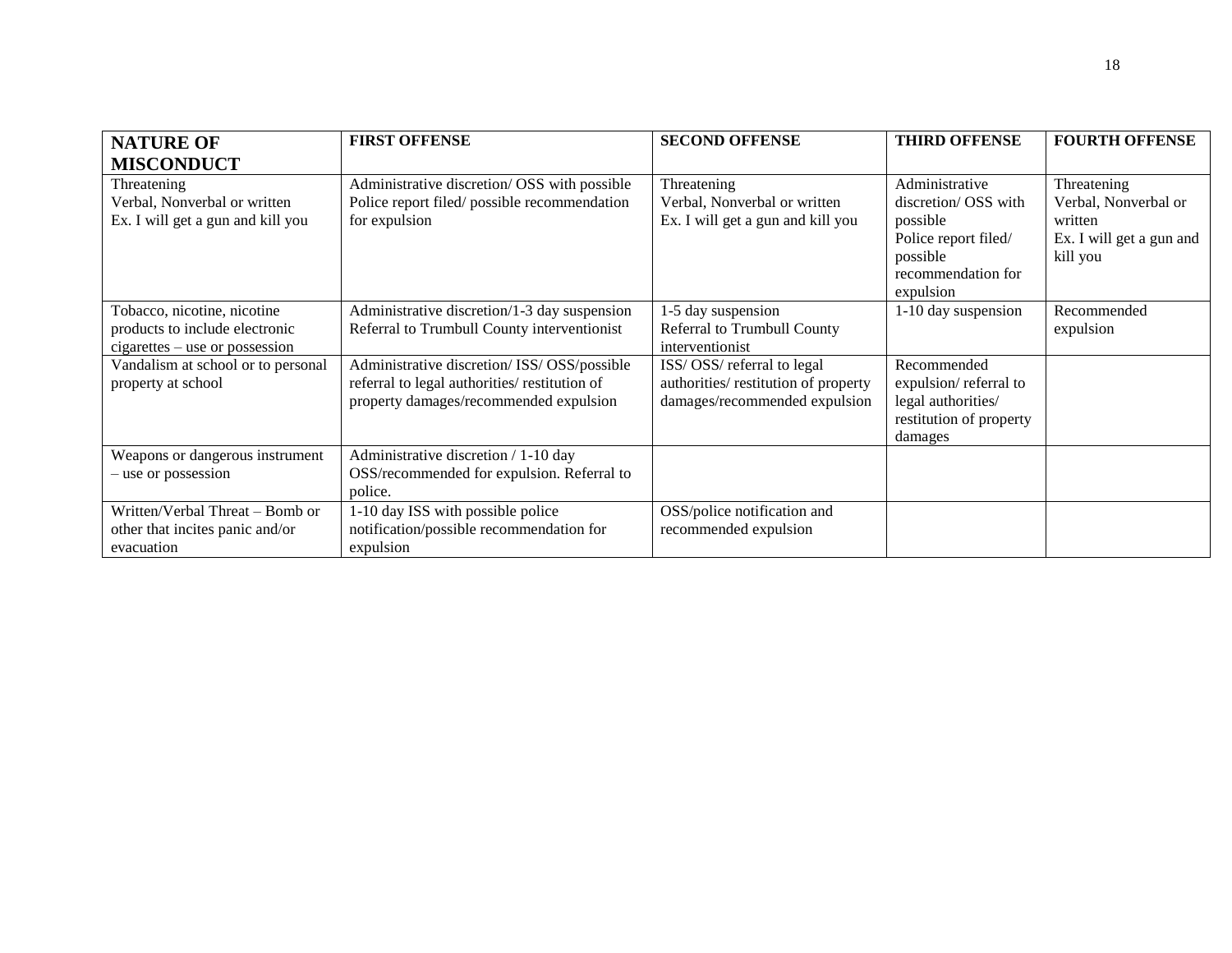| NATURE OF MISCONDUCT | FIRST OFFENSE | SECOND OFFENSE | THIRD OFFENSE | FOURTH OFFENSE |
|---|---|---|---|---|
| Threatening<br>Verbal, Nonverbal or written<br>Ex. I will get a gun and kill you | Administrative discretion/ OSS with possible Police report filed/ possible recommendation for expulsion | Threatening<br>Verbal, Nonverbal or written<br>Ex. I will get a gun and kill you | Administrative discretion/ OSS with possible<br>Police report filed/ possible recommendation for expulsion | Threatening<br>Verbal, Nonverbal or written<br>Ex. I will get a gun and kill you |
| Tobacco, nicotine, nicotine products to include electronic cigarettes – use or possession | Administrative discretion/1-3 day suspension<br>Referral to Trumbull County interventionist | 1-5 day suspension<br>Referral to Trumbull County interventionist | 1-10 day suspension | Recommended expulsion |
| Vandalism at school or to personal property at school | Administrative discretion/ ISS/ OSS/possible referral to legal authorities/ restitution of property damages/recommended expulsion | ISS/ OSS/ referral to legal authorities/ restitution of property damages/recommended expulsion | Recommended expulsion/ referral to legal authorities/ restitution of property damages | |
| Weapons or dangerous instrument – use or possession | Administrative discretion / 1-10 day OSS/recommended for expulsion. Referral to police. | | | |
| Written/Verbal Threat – Bomb or other that incites panic and/or evacuation | 1-10 day ISS with possible police notification/possible recommendation for expulsion | OSS/police notification and recommended expulsion | | |